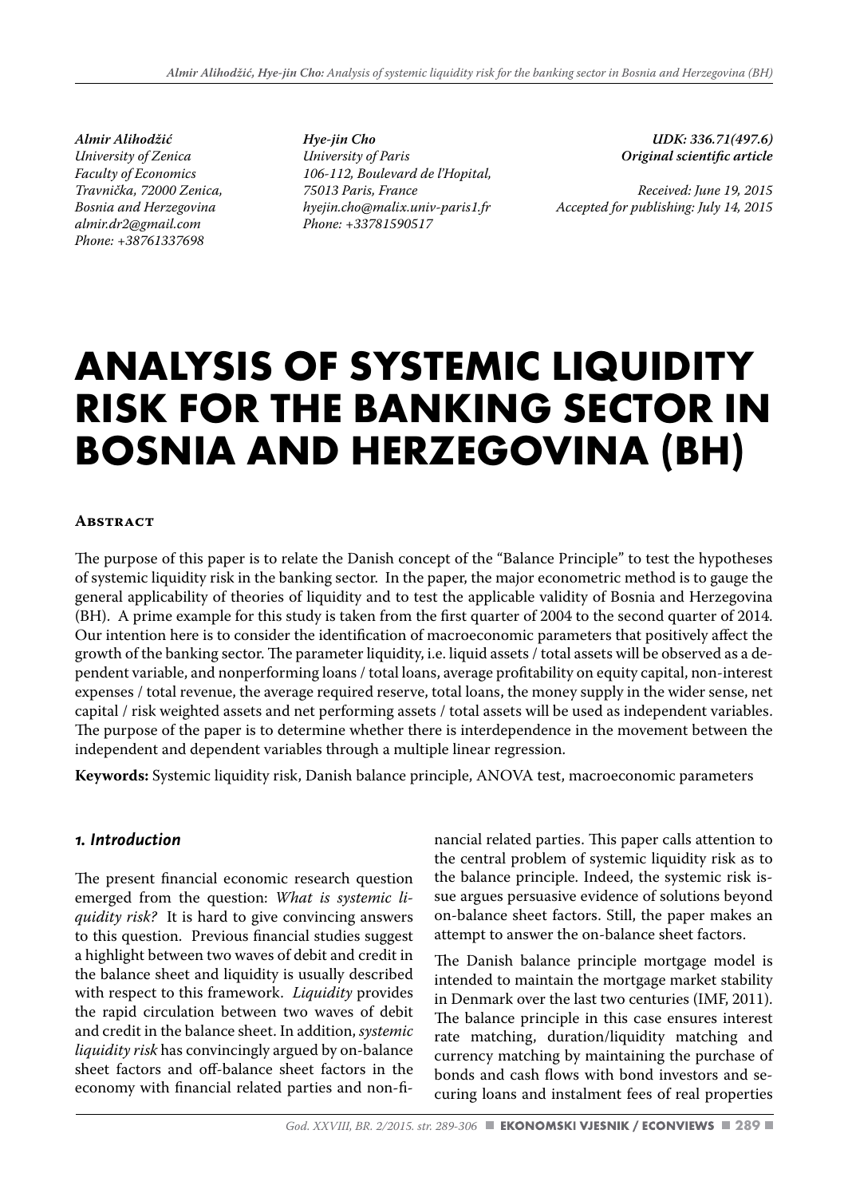*Almir Alihodžić*
*University of Zenica*
*Faculty of Economics*
*Travnička, 72000 Zenica,*
*Bosnia and Herzegovina*
*almir.dr2@gmail.com*
*Phone: +38761337698*

*Hye-jin Cho*
*University of Paris*
*106-112, Boulevard de l'Hopital,*
*75013 Paris, France*
*hyejin.cho@malix.univ-paris1.fr*
*Phone: +33781590517*

*UDK: 336.71(497.6)*
*Original scientific article*

*Received: June 19, 2015*
*Accepted for publishing: July 14, 2015*

# ANALYSIS OF SYSTEMIC LIQUIDITY RISK FOR THE BANKING SECTOR IN BOSNIA AND HERZEGOVINA (BH)

## Abstract

The purpose of this paper is to relate the Danish concept of the "Balance Principle" to test the hypotheses of systemic liquidity risk in the banking sector. In the paper, the major econometric method is to gauge the general applicability of theories of liquidity and to test the applicable validity of Bosnia and Herzegovina (BH). A prime example for this study is taken from the first quarter of 2004 to the second quarter of 2014. Our intention here is to consider the identification of macroeconomic parameters that positively affect the growth of the banking sector. The parameter liquidity, i.e. liquid assets / total assets will be observed as a dependent variable, and nonperforming loans / total loans, average profitability on equity capital, non-interest expenses / total revenue, the average required reserve, total loans, the money supply in the wider sense, net capital / risk weighted assets and net performing assets / total assets will be used as independent variables. The purpose of the paper is to determine whether there is interdependence in the movement between the independent and dependent variables through a multiple linear regression.

**Keywords:** Systemic liquidity risk, Danish balance principle, ANOVA test, macroeconomic parameters

## *1. Introduction*

The present financial economic research question emerged from the question: *What is systemic liquidity risk?* It is hard to give convincing answers to this question. Previous financial studies suggest a highlight between two waves of debit and credit in the balance sheet and liquidity is usually described with respect to this framework. *Liquidity* provides the rapid circulation between two waves of debit and credit in the balance sheet. In addition, *systemic liquidity risk* has convincingly argued by on-balance sheet factors and off-balance sheet factors in the economy with financial related parties and non-financial related parties. This paper calls attention to the central problem of systemic liquidity risk as to the balance principle. Indeed, the systemic risk issue argues persuasive evidence of solutions beyond on-balance sheet factors. Still, the paper makes an attempt to answer the on-balance sheet factors.

The Danish balance principle mortgage model is intended to maintain the mortgage market stability in Denmark over the last two centuries (IMF, 2011). The balance principle in this case ensures interest rate matching, duration/liquidity matching and currency matching by maintaining the purchase of bonds and cash flows with bond investors and securing loans and instalment fees of real properties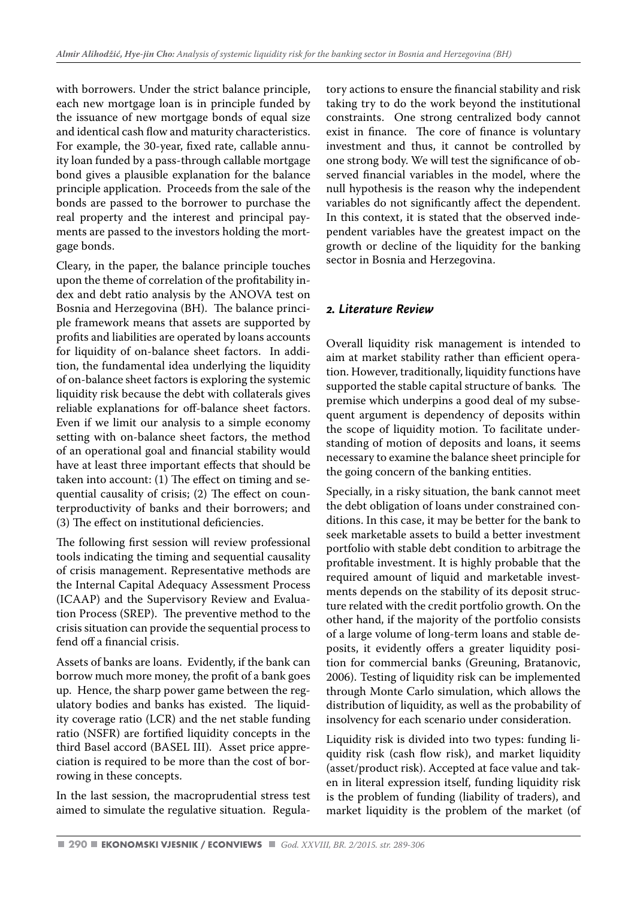with borrowers. Under the strict balance principle, each new mortgage loan is in principle funded by the issuance of new mortgage bonds of equal size and identical cash flow and maturity characteristics. For example, the 30-year, fixed rate, callable annuity loan funded by a pass-through callable mortgage bond gives a plausible explanation for the balance principle application. Proceeds from the sale of the bonds are passed to the borrower to purchase the real property and the interest and principal payments are passed to the investors holding the mortgage bonds.

Cleary, in the paper, the balance principle touches upon the theme of correlation of the profitability index and debt ratio analysis by the ANOVA test on Bosnia and Herzegovina (BH). The balance principle framework means that assets are supported by profits and liabilities are operated by loans accounts for liquidity of on-balance sheet factors. In addition, the fundamental idea underlying the liquidity of on-balance sheet factors is exploring the systemic liquidity risk because the debt with collaterals gives reliable explanations for off-balance sheet factors. Even if we limit our analysis to a simple economy setting with on-balance sheet factors, the method of an operational goal and financial stability would have at least three important effects that should be taken into account: (1) The effect on timing and sequential causality of crisis; (2) The effect on counterproductivity of banks and their borrowers; and (3) The effect on institutional deficiencies.

The following first session will review professional tools indicating the timing and sequential causality of crisis management. Representative methods are the Internal Capital Adequacy Assessment Process (ICAAP) and the Supervisory Review and Evaluation Process (SREP). The preventive method to the crisis situation can provide the sequential process to fend off a financial crisis.

Assets of banks are loans. Evidently, if the bank can borrow much more money, the profit of a bank goes up. Hence, the sharp power game between the regulatory bodies and banks has existed. The liquidity coverage ratio (LCR) and the net stable funding ratio (NSFR) are fortified liquidity concepts in the third Basel accord (BASEL III). Asset price appreciation is required to be more than the cost of borrowing in these concepts.

In the last session, the macroprudential stress test aimed to simulate the regulative situation. Regulatory actions to ensure the financial stability and risk taking try to do the work beyond the institutional constraints. One strong centralized body cannot exist in finance. The core of finance is voluntary investment and thus, it cannot be controlled by one strong body. We will test the significance of observed financial variables in the model, where the null hypothesis is the reason why the independent variables do not significantly affect the dependent. In this context, it is stated that the observed independent variables have the greatest impact on the growth or decline of the liquidity for the banking sector in Bosnia and Herzegovina.

## *2. Literature Review*

Overall liquidity risk management is intended to aim at market stability rather than efficient operation. However, traditionally, liquidity functions have supported the stable capital structure of banks. The premise which underpins a good deal of my subsequent argument is dependency of deposits within the scope of liquidity motion. To facilitate understanding of motion of deposits and loans, it seems necessary to examine the balance sheet principle for the going concern of the banking entities.

Specially, in a risky situation, the bank cannot meet the debt obligation of loans under constrained conditions. In this case, it may be better for the bank to seek marketable assets to build a better investment portfolio with stable debt condition to arbitrage the profitable investment. It is highly probable that the required amount of liquid and marketable investments depends on the stability of its deposit structure related with the credit portfolio growth. On the other hand, if the majority of the portfolio consists of a large volume of long-term loans and stable deposits, it evidently offers a greater liquidity position for commercial banks (Greuning, Bratanovic, 2006). Testing of liquidity risk can be implemented through Monte Carlo simulation, which allows the distribution of liquidity, as well as the probability of insolvency for each scenario under consideration.

Liquidity risk is divided into two types: funding liquidity risk (cash flow risk), and market liquidity (asset/product risk). Accepted at face value and taken in literal expression itself, funding liquidity risk is the problem of funding (liability of traders), and market liquidity is the problem of the market (of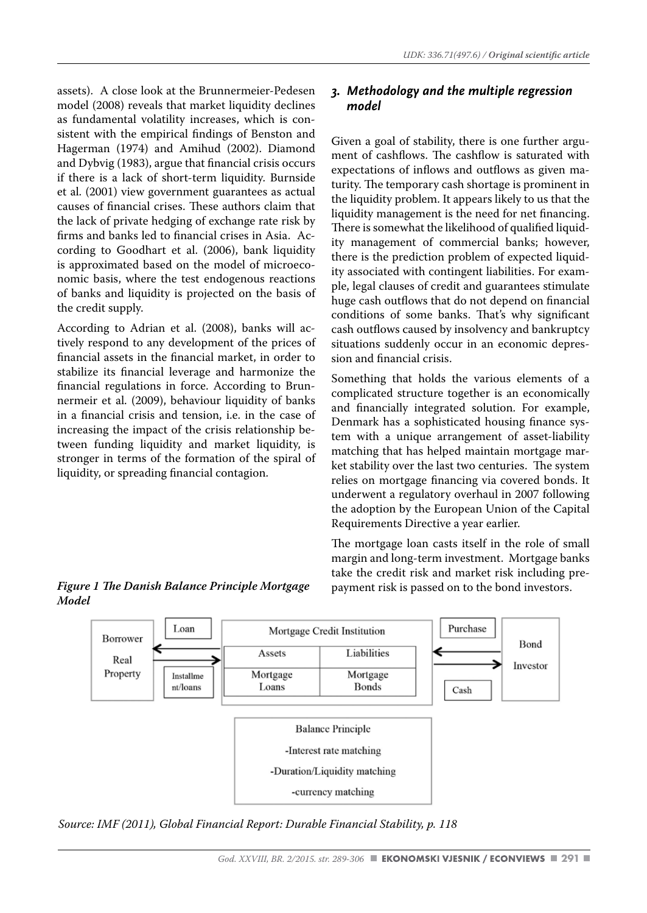assets). A close look at the Brunnermeier-Pedesen model (2008) reveals that market liquidity declines as fundamental volatility increases, which is consistent with the empirical findings of Benston and Hagerman (1974) and Amihud (2002). Diamond and Dybvig (1983), argue that financial crisis occurs if there is a lack of short-term liquidity. Burnside et al. (2001) view government guarantees as actual causes of financial crises. These authors claim that the lack of private hedging of exchange rate risk by firms and banks led to financial crises in Asia. According to Goodhart et al. (2006), bank liquidity is approximated based on the model of microeconomic basis, where the test endogenous reactions of banks and liquidity is projected on the basis of the credit supply.

According to Adrian et al. (2008), banks will actively respond to any development of the prices of financial assets in the financial market, in order to stabilize its financial leverage and harmonize the financial regulations in force. According to Brunnermeir et al. (2009), behaviour liquidity of banks in a financial crisis and tension, i.e. in the case of increasing the impact of the crisis relationship between funding liquidity and market liquidity, is stronger in terms of the formation of the spiral of liquidity, or spreading financial contagion.

## 3. Methodology and the multiple regression model

Given a goal of stability, there is one further argument of cashflows. The cashflow is saturated with expectations of inflows and outflows as given maturity. The temporary cash shortage is prominent in the liquidity problem. It appears likely to us that the liquidity management is the need for net financing. There is somewhat the likelihood of qualified liquidity management of commercial banks; however, there is the prediction problem of expected liquidity associated with contingent liabilities. For example, legal clauses of credit and guarantees stimulate huge cash outflows that do not depend on financial conditions of some banks. That's why significant cash outflows caused by insolvency and bankruptcy situations suddenly occur in an economic depression and financial crisis.

Something that holds the various elements of a complicated structure together is an economically and financially integrated solution. For example, Denmark has a sophisticated housing finance system with a unique arrangement of asset-liability matching that has helped maintain mortgage market stability over the last two centuries. The system relies on mortgage financing via covered bonds. It underwent a regulatory overhaul in 2007 following the adoption by the European Union of the Capital Requirements Directive a year earlier.

The mortgage loan casts itself in the role of small margin and long-term investment. Mortgage banks take the credit risk and market risk including prepayment risk is passed on to the bond investors.

***Figure 1 The Danish Balance Principle Mortgage Model***

| Borrower Real Property | Loan / Installment/loans | Mortgage Credit Institution | | Purchase / Cash | Bond Investor |
|---|---|---|---|---|---|
| | | Assets | Liabilities | | |
| | | Mortgage Loans | Mortgage Bonds | | |

Balance Principle
- Interest rate matching
- Duration/Liquidity matching
- currency matching

*Source: IMF (2011), Global Financial Report: Durable Financial Stability, p. 118*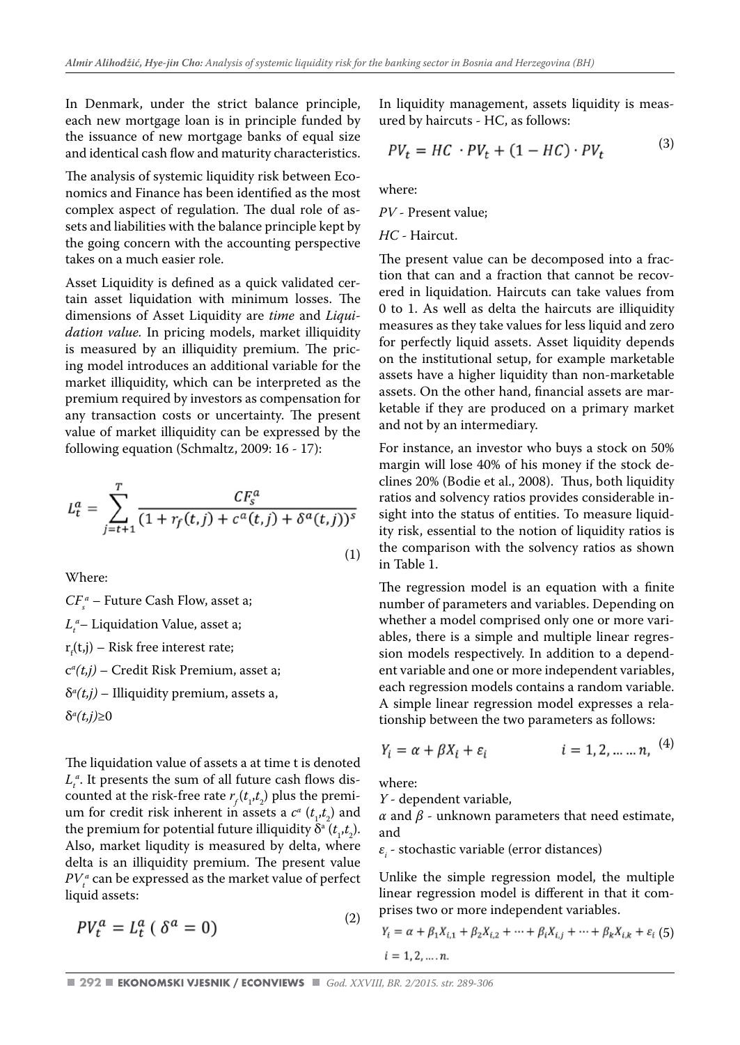In Denmark, under the strict balance principle, each new mortgage loan is in principle funded by the issuance of new mortgage banks of equal size and identical cash flow and maturity characteristics.

The analysis of systemic liquidity risk between Economics and Finance has been identified as the most complex aspect of regulation. The dual role of assets and liabilities with the balance principle kept by the going concern with the accounting perspective takes on a much easier role.

Asset Liquidity is defined as a quick validated certain asset liquidation with minimum losses. The dimensions of Asset Liquidity are *time* and *Liquidation value.* In pricing models, market illiquidity is measured by an illiquidity premium. The pricing model introduces an additional variable for the market illiquidity, which can be interpreted as the premium required by investors as compensation for any transaction costs or uncertainty. The present value of market illiquidity can be expressed by the following equation (Schmaltz, 2009: 16 - 17):

$$L_t^a = \sum_{j=t+1}^{T} \frac{CF_s^a}{(1 + r_f(t,j) + c^a(t,j) + \delta^a(t,j))^s} \tag{1}$$

Where:

$CF_s^a$ – Future Cash Flow, asset a;

$L_t^a$ – Liquidation Value, asset a;

$r_f(t,j)$ – Risk free interest rate;

$c^a(t,j)$ – Credit Risk Premium, asset a;

$\delta^a(t,j)$ – Illiquidity premium, assets a,

$\delta^a(t,j) \geq 0$

The liquidation value of assets a at time t is denoted $L_t^a$. It presents the sum of all future cash flows discounted at the risk-free rate $r_f(t_1,t_2)$ plus the premium for credit risk inherent in assets a $c^a(t_1,t_2)$ and the premium for potential future illiquidity $\delta^a(t_1,t_2)$. Also, market liqudity is measured by delta, where delta is an illiquidity premium. The present value $PV_t^a$ can be expressed as the market value of perfect liquid assets:

$$PV_t^a = L_t^a\ (\ \delta^a = 0) \tag{2}$$

In liquidation management, assets liquidity is measured by haircuts - HC, as follows:

$$PV_t = HC\ \cdot PV_t + (1 - HC) \cdot PV_t \tag{3}$$

where:

*PV* - Present value;

*HC* - Haircut.

The present value can be decomposed into a fraction that can and a fraction that cannot be recovered in liquidation. Haircuts can take values from 0 to 1. As well as delta the haircuts are illiquidity measures as they take values for less liquid and zero for perfectly liquid assets. Asset liquidity depends on the institutional setup, for example marketable assets have a higher liquidity than non-marketable assets. On the other hand, financial assets are marketable if they are produced on a primary market and not by an intermediary.

For instance, an investor who buys a stock on 50% margin will lose 40% of his money if the stock declines 20% (Bodie et al., 2008). Thus, both liquidity ratios and solvency ratios provides considerable insight into the status of entities. To measure liquidity risk, essential to the notion of liquidity ratios is the comparison with the solvency ratios as shown in Table 1.

The regression model is an equation with a finite number of parameters and variables. Depending on whether a model comprised only one or more variables, there is a simple and multiple linear regression models respectively. In addition to a dependent variable and one or more independent variables, each regression models contains a random variable. A simple linear regression model expresses a relationship between the two parameters as follows:

$$Y_i = \alpha + \beta X_i + \varepsilon_i \qquad\qquad i = 1, 2, \ldots \ldots n, \tag{4}$$

where:

*Y* - dependent variable,

$\alpha$ and $\beta$ - unknown parameters that need estimate, and

$\varepsilon_i$ - stochastic variable (error distances)

Unlike the simple regression model, the multiple linear regression model is different in that it comprises two or more independent variables.

$$Y_i = \alpha + \beta_1 X_{i,1} + \beta_2 X_{i,2} + \cdots + \beta_i X_{i,j} + \cdots + \beta_k X_{i,k} + \varepsilon_i \tag{5}$$

$$i = 1, 2, \ldots . n.$$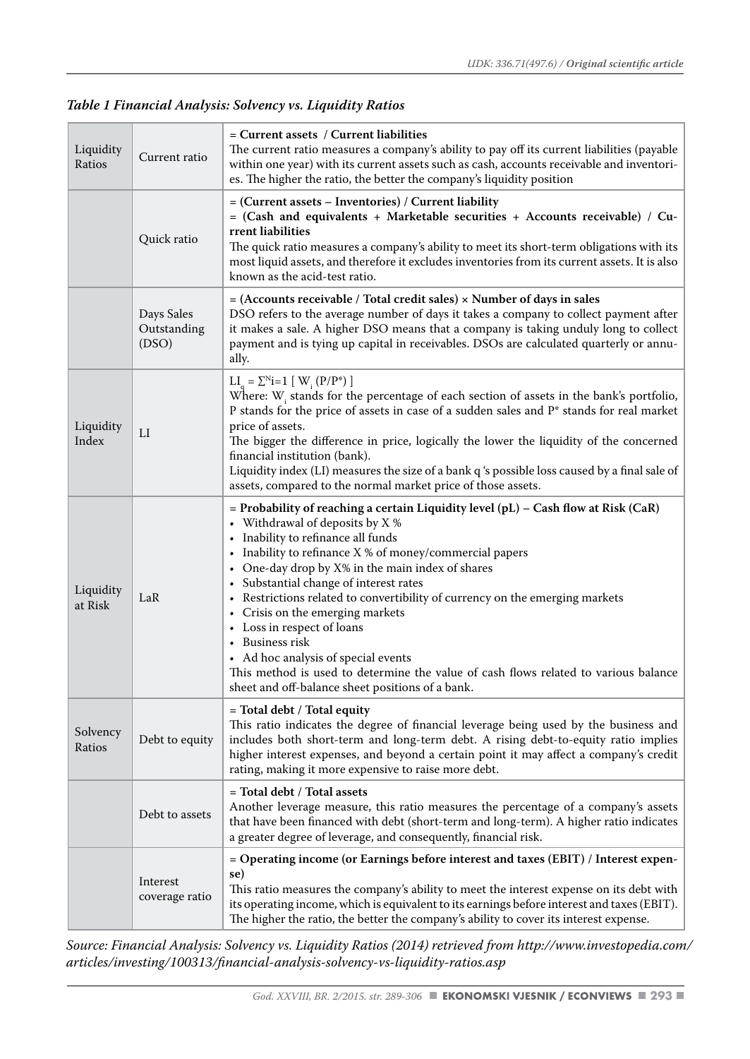*Table 1 Financial Analysis: Solvency vs. Liquidity Ratios*

| | | |
|---|---|---|
| Liquidity Ratios | Current ratio | **= Current assets / Current liabilities**<br>The current ratio measures a company's ability to pay off its current liabilities (payable within one year) with its current assets such as cash, accounts receivable and inventories. The higher the ratio, the better the company's liquidity position |
| | Quick ratio | **= (Current assets – Inventories) / Current liability**<br>**= (Cash and equivalents + Marketable securities + Accounts receivable) / Current liabilities**<br>The quick ratio measures a company's ability to meet its short-term obligations with its most liquid assets, and therefore it excludes inventories from its current assets. It is also known as the acid-test ratio. |
| | Days Sales Outstanding (DSO) | **= (Accounts receivable / Total credit sales) × Number of days in sales**<br>DSO refers to the average number of days it takes a company to collect payment after it makes a sale. A higher DSO means that a company is taking unduly long to collect payment and is tying up capital in receivables. DSOs are calculated quarterly or annually. |
| Liquidity Index | LI | $LI_q = \Sigma^N i=1 \, [\, W_i \, (P/P^*) \,]$<br>Where: $W_i$ stands for the percentage of each section of assets in the bank's portfolio, P stands for the price of assets in case of a sudden sales and P* stands for real market price of assets.<br>The bigger the difference in price, logically the lower the liquidity of the concerned financial institution (bank).<br>Liquidity index (LI) measures the size of a bank q 's possible loss caused by a final sale of assets, compared to the normal market price of those assets. |
| Liquidity at Risk | LaR | **= Probability of reaching a certain Liquidity level (pL) – Cash flow at Risk (CaR)**<br>• Withdrawal of deposits by X %<br>• Inability to refinance all funds<br>• Inability to refinance X % of money/commercial papers<br>• One-day drop by X% in the main index of shares<br>• Substantial change of interest rates<br>• Restrictions related to convertibility of currency on the emerging markets<br>• Crisis on the emerging markets<br>• Loss in respect of loans<br>• Business risk<br>• Ad hoc analysis of special events<br>This method is used to determine the value of cash flows related to various balance sheet and off-balance sheet positions of a bank. |
| Solvency Ratios | Debt to equity | **= Total debt / Total equity**<br>This ratio indicates the degree of financial leverage being used by the business and includes both short-term and long-term debt. A rising debt-to-equity ratio implies higher interest expenses, and beyond a certain point it may affect a company's credit rating, making it more expensive to raise more debt. |
| | Debt to assets | **= Total debt / Total assets**<br>Another leverage measure, this ratio measures the percentage of a company's assets that have been financed with debt (short-term and long-term). A higher ratio indicates a greater degree of leverage, and consequently, financial risk. |
| | Interest coverage ratio | **= Operating income (or Earnings before interest and taxes (EBIT) / Interest expense)**<br>This ratio measures the company's ability to meet the interest expense on its debt with its operating income, which is equivalent to its earnings before interest and taxes (EBIT). The higher the ratio, the better the company's ability to cover its interest expense. |

*Source: Financial Analysis: Solvency vs. Liquidity Ratios (2014) retrieved from http://www.investopedia.com/articles/investing/100313/financial-analysis-solvency-vs-liquidity-ratios.asp*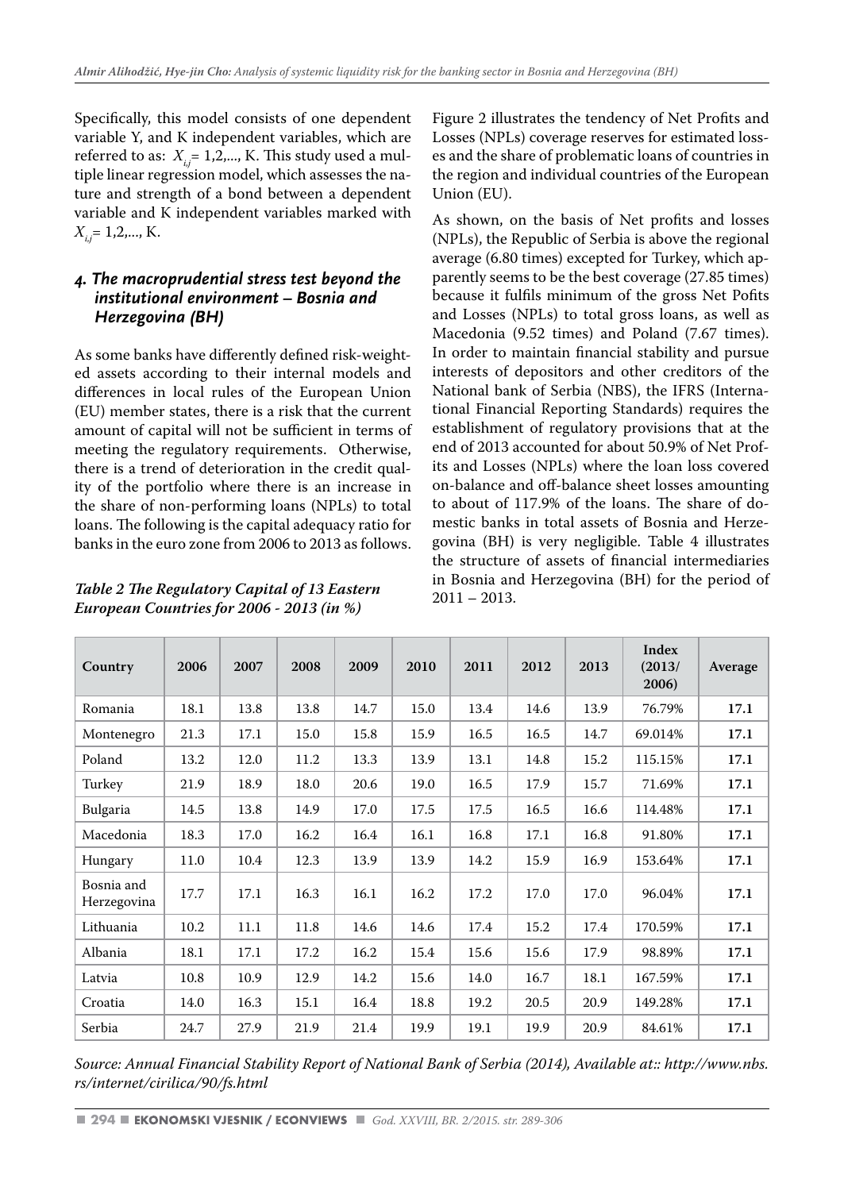Specifically, this model consists of one dependent variable Y, and K independent variables, which are referred to as: $X_{i,j}$= 1,2,..., K. This study used a multiple linear regression model, which assesses the nature and strength of a bond between a dependent variable and K independent variables marked with $X_{i,j}$= 1,2,..., K.

## 4. The macroprudential stress test beyond the institutional environment – Bosnia and Herzegovina (BH)

As some banks have differently defined risk-weighted assets according to their internal models and differences in local rules of the European Union (EU) member states, there is a risk that the current amount of capital will not be sufficient in terms of meeting the regulatory requirements. Otherwise, there is a trend of deterioration in the credit quality of the portfolio where there is an increase in the share of non-performing loans (NPLs) to total loans. The following is the capital adequacy ratio for banks in the euro zone from 2006 to 2013 as follows.

*Table 2 The Regulatory Capital of 13 Eastern European Countries for 2006 - 2013 (in %)*

| Country | 2006 | 2007 | 2008 | 2009 | 2010 | 2011 | 2012 | 2013 | Index (2013/ 2006) | Average |
|---|---|---|---|---|---|---|---|---|---|---|
| Romania | 18.1 | 13.8 | 13.8 | 14.7 | 15.0 | 13.4 | 14.6 | 13.9 | 76.79% | **17.1** |
| Montenegro | 21.3 | 17.1 | 15.0 | 15.8 | 15.9 | 16.5 | 16.5 | 14.7 | 69.014% | **17.1** |
| Poland | 13.2 | 12.0 | 11.2 | 13.3 | 13.9 | 13.1 | 14.8 | 15.2 | 115.15% | **17.1** |
| Turkey | 21.9 | 18.9 | 18.0 | 20.6 | 19.0 | 16.5 | 17.9 | 15.7 | 71.69% | **17.1** |
| Bulgaria | 14.5 | 13.8 | 14.9 | 17.0 | 17.5 | 17.5 | 16.5 | 16.6 | 114.48% | **17.1** |
| Macedonia | 18.3 | 17.0 | 16.2 | 16.4 | 16.1 | 16.8 | 17.1 | 16.8 | 91.80% | **17.1** |
| Hungary | 11.0 | 10.4 | 12.3 | 13.9 | 13.9 | 14.2 | 15.9 | 16.9 | 153.64% | **17.1** |
| Bosnia and Herzegovina | 17.7 | 17.1 | 16.3 | 16.1 | 16.2 | 17.2 | 17.0 | 17.0 | 96.04% | **17.1** |
| Lithuania | 10.2 | 11.1 | 11.8 | 14.6 | 14.6 | 17.4 | 15.2 | 17.4 | 170.59% | **17.1** |
| Albania | 18.1 | 17.1 | 17.2 | 16.2 | 15.4 | 15.6 | 15.6 | 17.9 | 98.89% | **17.1** |
| Latvia | 10.8 | 10.9 | 12.9 | 14.2 | 15.6 | 14.0 | 16.7 | 18.1 | 167.59% | **17.1** |
| Croatia | 14.0 | 16.3 | 15.1 | 16.4 | 18.8 | 19.2 | 20.5 | 20.9 | 149.28% | **17.1** |
| Serbia | 24.7 | 27.9 | 21.9 | 21.4 | 19.9 | 19.1 | 19.9 | 20.9 | 84.61% | **17.1** |

*Source: Annual Financial Stability Report of National Bank of Serbia (2014), Available at:: http://www.nbs.rs/internet/cirilica/90/fs.html*

Figure 2 illustrates the tendency of Net Profits and Losses (NPLs) coverage reserves for estimated losses and the share of problematic loans of countries in the region and individual countries of the European Union (EU).

As shown, on the basis of Net profits and losses (NPLs), the Republic of Serbia is above the regional average (6.80 times) excepted for Turkey, which apparently seems to be the best coverage (27.85 times) because it fulfils minimum of the gross Net Pofits and Losses (NPLs) to total gross loans, as well as Macedonia (9.52 times) and Poland (7.67 times). In order to maintain financial stability and pursue interests of depositors and other creditors of the National bank of Serbia (NBS), the IFRS (International Financial Reporting Standards) requires the establishment of regulatory provisions that at the end of 2013 accounted for about 50.9% of Net Profits and Losses (NPLs) where the loan loss covered on-balance and off-balance sheet losses amounting to about of 117.9% of the loans. The share of domestic banks in total assets of Bosnia and Herzegovina (BH) is very negligible. Table 4 illustrates the structure of assets of financial intermediaries in Bosnia and Herzegovina (BH) for the period of 2011 – 2013.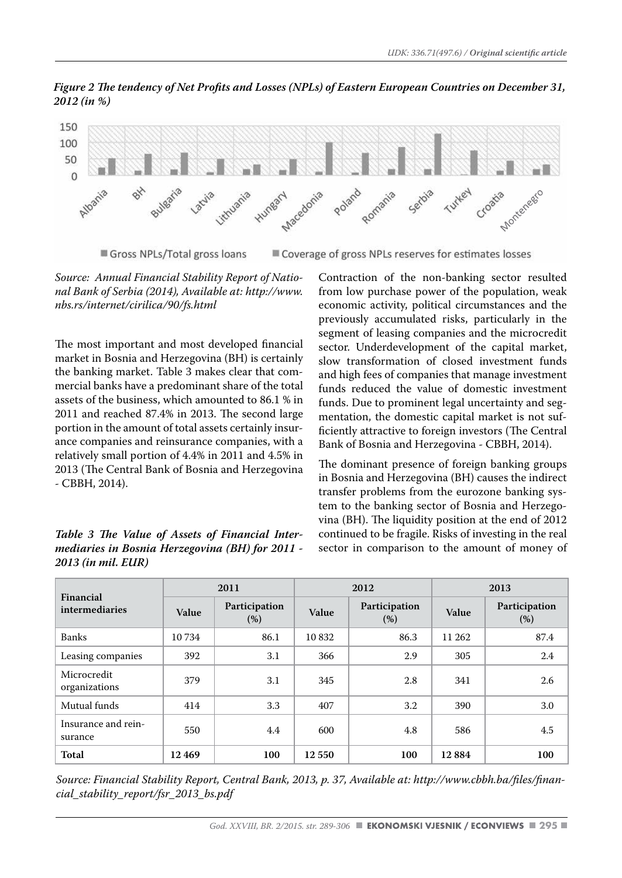*Figure 2 The tendency of Net Profits and Losses (NPLs) of Eastern European Countries on December 31, 2012 (in %)*

*Source: Annual Financial Stability Report of National Bank of Serbia (2014), Available at: http://www.nbs.rs/internet/cirilica/90/fs.html*

The most important and most developed financial market in Bosnia and Herzegovina (BH) is certainly the banking market. Table 3 makes clear that commercial banks have a predominant share of the total assets of the business, which amounted to 86.1 % in 2011 and reached 87.4% in 2013. The second large portion in the amount of total assets certainly insurance companies and reinsurance companies, with a relatively small portion of 4.4% in 2011 and 4.5% in 2013 (The Central Bank of Bosnia and Herzegovina - CBBH, 2014).

Contraction of the non-banking sector resulted from low purchase power of the population, weak economic activity, political circumstances and the previously accumulated risks, particularly in the segment of leasing companies and the microcredit sector. Underdevelopment of the capital market, slow transformation of closed investment funds and high fees of companies that manage investment funds reduced the value of domestic investment funds. Due to prominent legal uncertainty and segmentation, the domestic capital market is not sufficiently attractive to foreign investors (The Central Bank of Bosnia and Herzegovina - CBBH, 2014).

The dominant presence of foreign banking groups in Bosnia and Herzegovina (BH) causes the indirect transfer problems from the eurozone banking system to the banking sector of Bosnia and Herzegovina (BH). The liquidity position at the end of 2012 continued to be fragile. Risks of investing in the real sector in comparison to the amount of money of

*Table 3 The Value of Assets of Financial Intermediaries in Bosnia Herzegovina (BH) for 2011 - 2013 (in mil. EUR)*

| Financial intermediaries | 2011 | | 2012 | | 2013 | |
|---|---|---|---|---|---|---|
| | Value | Participation (%) | Value | Participation (%) | Value | Participation (%) |
| Banks | 10 734 | 86.1 | 10 832 | 86.3 | 11 262 | 87.4 |
| Leasing companies | 392 | 3.1 | 366 | 2.9 | 305 | 2.4 |
| Microcredit organizations | 379 | 3.1 | 345 | 2.8 | 341 | 2.6 |
| Mutual funds | 414 | 3.3 | 407 | 3.2 | 390 | 3.0 |
| Insurance and reinsurance | 550 | 4.4 | 600 | 4.8 | 586 | 4.5 |
| **Total** | **12 469** | **100** | **12 550** | **100** | **12 884** | **100** |

*Source: Financial Stability Report, Central Bank, 2013, p. 37, Available at: http://www.cbbh.ba/files/financial_stability_report/fsr_2013_bs.pdf*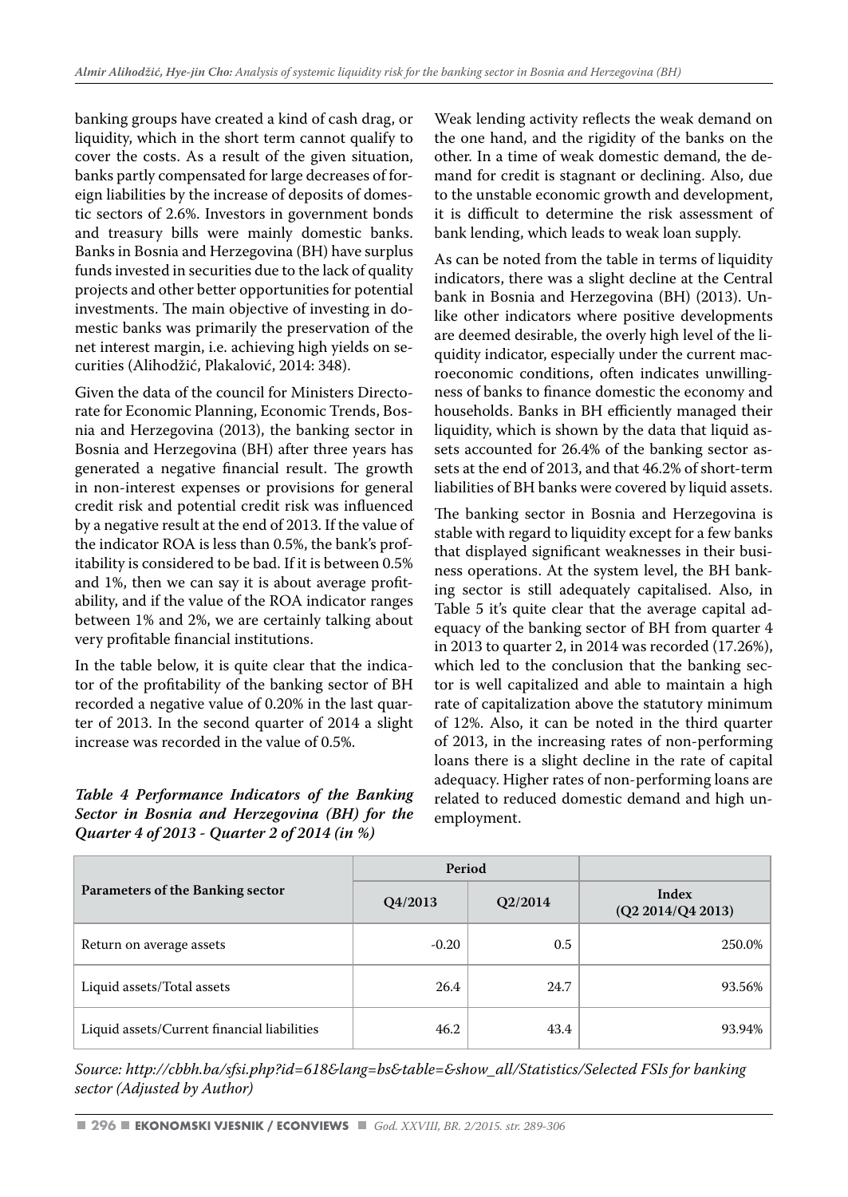banking groups have created a kind of cash drag, or liquidity, which in the short term cannot qualify to cover the costs. As a result of the given situation, banks partly compensated for large decreases of foreign liabilities by the increase of deposits of domestic sectors of 2.6%. Investors in government bonds and treasury bills were mainly domestic banks. Banks in Bosnia and Herzegovina (BH) have surplus funds invested in securities due to the lack of quality projects and other better opportunities for potential investments. The main objective of investing in domestic banks was primarily the preservation of the net interest margin, i.e. achieving high yields on securities (Alihodžić, Plakalović, 2014: 348).

Given the data of the council for Ministers Directorate for Economic Planning, Economic Trends, Bosnia and Herzegovina (2013), the banking sector in Bosnia and Herzegovina (BH) after three years has generated a negative financial result. The growth in non-interest expenses or provisions for general credit risk and potential credit risk was influenced by a negative result at the end of 2013. If the value of the indicator ROA is less than 0.5%, the bank's profitability is considered to be bad. If it is between 0.5% and 1%, then we can say it is about average profitability, and if the value of the ROA indicator ranges between 1% and 2%, we are certainly talking about very profitable financial institutions.

In the table below, it is quite clear that the indicator of the profitability of the banking sector of BH recorded a negative value of 0.20% in the last quarter of 2013. In the second quarter of 2014 a slight increase was recorded in the value of 0.5%.

***Table 4 Performance Indicators of the Banking Sector in Bosnia and Herzegovina (BH) for the Quarter 4 of 2013 - Quarter 2 of 2014 (in %)***

Weak lending activity reflects the weak demand on the one hand, and the rigidity of the banks on the other. In a time of weak domestic demand, the demand for credit is stagnant or declining. Also, due to the unstable economic growth and development, it is difficult to determine the risk assessment of bank lending, which leads to weak loan supply.

As can be noted from the table in terms of liquidity indicators, there was a slight decline at the Central bank in Bosnia and Herzegovina (BH) (2013). Unlike other indicators where positive developments are deemed desirable, the overly high level of the liquidity indicator, especially under the current macroeconomic conditions, often indicates unwillingness of banks to finance domestic the economy and households. Banks in BH efficiently managed their liquidity, which is shown by the data that liquid assets accounted for 26.4% of the banking sector assets at the end of 2013, and that 46.2% of short-term liabilities of BH banks were covered by liquid assets.

The banking sector in Bosnia and Herzegovina is stable with regard to liquidity except for a few banks that displayed significant weaknesses in their business operations. At the system level, the BH banking sector is still adequately capitalised. Also, in Table 5 it's quite clear that the average capital adequacy of the banking sector of BH from quarter 4 in 2013 to quarter 2, in 2014 was recorded (17.26%), which led to the conclusion that the banking sector is well capitalized and able to maintain a high rate of capitalization above the statutory minimum of 12%. Also, it can be noted in the third quarter of 2013, in the increasing rates of non-performing loans there is a slight decline in the rate of capital adequacy. Higher rates of non-performing loans are related to reduced domestic demand and high unemployment.

| Parameters of the Banking sector | Period | | |
|---|---|---|---|
| | Q4/2013 | Q2/2014 | Index (Q2 2014/Q4 2013) |
| Return on average assets | -0.20 | 0.5 | 250.0% |
| Liquid assets/Total assets | 26.4 | 24.7 | 93.56% |
| Liquid assets/Current financial liabilities | 46.2 | 43.4 | 93.94% |

*Source: http://cbbh.ba/sfsi.php?id=618&lang=bs&table=&show_all/Statistics/Selected FSIs for banking sector (Adjusted by Author)*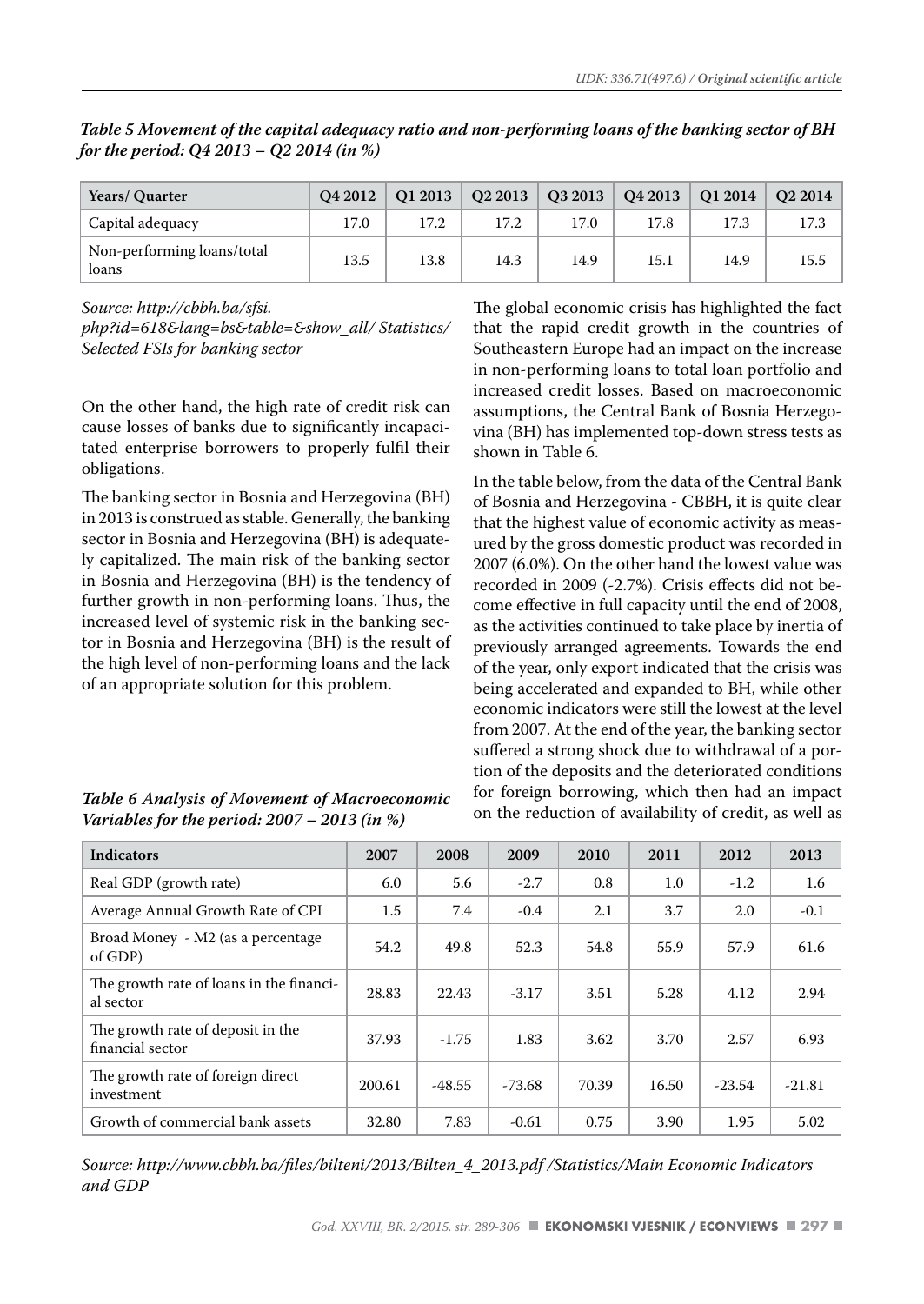*Table 5 Movement of the capital adequacy ratio and non-performing loans of the banking sector of BH for the period: Q4 2013 – Q2 2014 (in %)*

| Years/ Quarter | Q4 2012 | Q1 2013 | Q2 2013 | Q3 2013 | Q4 2013 | Q1 2014 | Q2 2014 |
|---|---|---|---|---|---|---|---|
| Capital adequacy | 17.0 | 17.2 | 17.2 | 17.0 | 17.8 | 17.3 | 17.3 |
| Non-performing loans/total loans | 13.5 | 13.8 | 14.3 | 14.9 | 15.1 | 14.9 | 15.5 |

*Source: http://cbbh.ba/sfsi.php?id=618&lang=bs&table=&show_all/ Statistics/ Selected FSIs for banking sector*

On the other hand, the high rate of credit risk can cause losses of banks due to significantly incapacitated enterprise borrowers to properly fulfil their obligations.

The banking sector in Bosnia and Herzegovina (BH) in 2013 is construed as stable. Generally, the banking sector in Bosnia and Herzegovina (BH) is adequately capitalized. The main risk of the banking sector in Bosnia and Herzegovina (BH) is the tendency of further growth in non-performing loans. Thus, the increased level of systemic risk in the banking sector in Bosnia and Herzegovina (BH) is the result of the high level of non-performing loans and the lack of an appropriate solution for this problem.

The global economic crisis has highlighted the fact that the rapid credit growth in the countries of Southeastern Europe had an impact on the increase in non-performing loans to total loan portfolio and increased credit losses. Based on macroeconomic assumptions, the Central Bank of Bosnia Herzegovina (BH) has implemented top-down stress tests as shown in Table 6.

In the table below, from the data of the Central Bank of Bosnia and Herzegovina - CBBH, it is quite clear that the highest value of economic activity as measured by the gross domestic product was recorded in 2007 (6.0%). On the other hand the lowest value was recorded in 2009 (-2.7%). Crisis effects did not become effective in full capacity until the end of 2008, as the activities continued to take place by inertia of previously arranged agreements. Towards the end of the year, only export indicated that the crisis was being accelerated and expanded to BH, while other economic indicators were still the lowest at the level from 2007. At the end of the year, the banking sector suffered a strong shock due to withdrawal of a portion of the deposits and the deteriorated conditions for foreign borrowing, which then had an impact on the reduction of availability of credit, as well as

*Table 6 Analysis of Movement of Macroeconomic Variables for the period: 2007 – 2013 (in %)*

| Indicators | 2007 | 2008 | 2009 | 2010 | 2011 | 2012 | 2013 |
|---|---|---|---|---|---|---|---|
| Real GDP (growth rate) | 6.0 | 5.6 | -2.7 | 0.8 | 1.0 | -1.2 | 1.6 |
| Average Annual Growth Rate of CPI | 1.5 | 7.4 | -0.4 | 2.1 | 3.7 | 2.0 | -0.1 |
| Broad Money - M2 (as a percentage of GDP) | 54.2 | 49.8 | 52.3 | 54.8 | 55.9 | 57.9 | 61.6 |
| The growth rate of loans in the financial sector | 28.83 | 22.43 | -3.17 | 3.51 | 5.28 | 4.12 | 2.94 |
| The growth rate of deposit in the financial sector | 37.93 | -1.75 | 1.83 | 3.62 | 3.70 | 2.57 | 6.93 |
| The growth rate of foreign direct investment | 200.61 | -48.55 | -73.68 | 70.39 | 16.50 | -23.54 | -21.81 |
| Growth of commercial bank assets | 32.80 | 7.83 | -0.61 | 0.75 | 3.90 | 1.95 | 5.02 |

*Source: http://www.cbbh.ba/files/bilteni/2013/Bilten_4_2013.pdf /Statistics/Main Economic Indicators and GDP*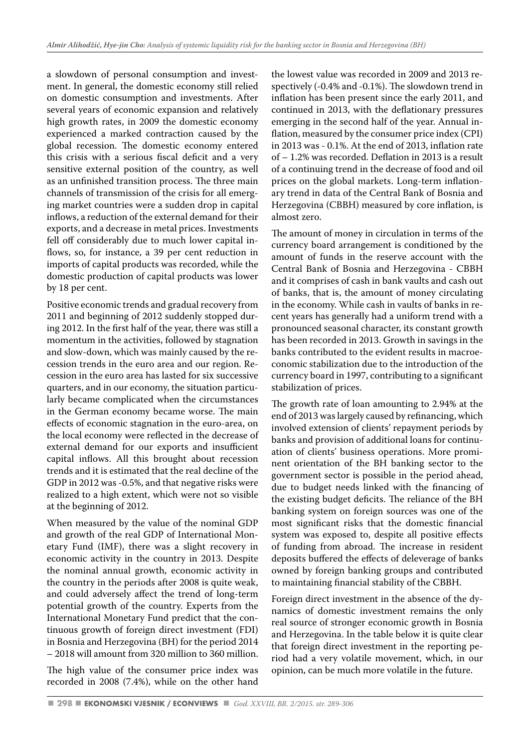a slowdown of personal consumption and investment. In general, the domestic economy still relied on domestic consumption and investments. After several years of economic expansion and relatively high growth rates, in 2009 the domestic economy experienced a marked contraction caused by the global recession. The domestic economy entered this crisis with a serious fiscal deficit and a very sensitive external position of the country, as well as an unfinished transition process. The three main channels of transmission of the crisis for all emerging market countries were a sudden drop in capital inflows, a reduction of the external demand for their exports, and a decrease in metal prices. Investments fell off considerably due to much lower capital inflows, so, for instance, a 39 per cent reduction in imports of capital products was recorded, while the domestic production of capital products was lower by 18 per cent.

Positive economic trends and gradual recovery from 2011 and beginning of 2012 suddenly stopped during 2012. In the first half of the year, there was still a momentum in the activities, followed by stagnation and slow-down, which was mainly caused by the recession trends in the euro area and our region. Recession in the euro area has lasted for six successive quarters, and in our economy, the situation particularly became complicated when the circumstances in the German economy became worse. The main effects of economic stagnation in the euro-area, on the local economy were reflected in the decrease of external demand for our exports and insufficient capital inflows. All this brought about recession trends and it is estimated that the real decline of the GDP in 2012 was -0.5%, and that negative risks were realized to a high extent, which were not so visible at the beginning of 2012.

When measured by the value of the nominal GDP and growth of the real GDP of International Monetary Fund (IMF), there was a slight recovery in economic activity in the country in 2013. Despite the nominal annual growth, economic activity in the country in the periods after 2008 is quite weak, and could adversely affect the trend of long-term potential growth of the country. Experts from the International Monetary Fund predict that the continuous growth of foreign direct investment (FDI) in Bosnia and Herzegovina (BH) for the period 2014 – 2018 will amount from 320 million to 360 million.

The high value of the consumer price index was recorded in 2008 (7.4%), while on the other hand the lowest value was recorded in 2009 and 2013 respectively (-0.4% and -0.1%). The slowdown trend in inflation has been present since the early 2011, and continued in 2013, with the deflationary pressures emerging in the second half of the year. Annual inflation, measured by the consumer price index (CPI) in 2013 was - 0.1%. At the end of 2013, inflation rate of – 1.2% was recorded. Deflation in 2013 is a result of a continuing trend in the decrease of food and oil prices on the global markets. Long-term inflationary trend in data of the Central Bank of Bosnia and Herzegovina (CBBH) measured by core inflation, is almost zero.

The amount of money in circulation in terms of the currency board arrangement is conditioned by the amount of funds in the reserve account with the Central Bank of Bosnia and Herzegovina - CBBH and it comprises of cash in bank vaults and cash out of banks, that is, the amount of money circulating in the economy. While cash in vaults of banks in recent years has generally had a uniform trend with a pronounced seasonal character, its constant growth has been recorded in 2013. Growth in savings in the banks contributed to the evident results in macroeconomic stabilization due to the introduction of the currency board in 1997, contributing to a significant stabilization of prices.

The growth rate of loan amounting to 2.94% at the end of 2013 was largely caused by refinancing, which involved extension of clients' repayment periods by banks and provision of additional loans for continuation of clients' business operations. More prominent orientation of the BH banking sector to the government sector is possible in the period ahead, due to budget needs linked with the financing of the existing budget deficits. The reliance of the BH banking system on foreign sources was one of the most significant risks that the domestic financial system was exposed to, despite all positive effects of funding from abroad. The increase in resident deposits buffered the effects of deleverage of banks owned by foreign banking groups and contributed to maintaining financial stability of the CBBH.

Foreign direct investment in the absence of the dynamics of domestic investment remains the only real source of stronger economic growth in Bosnia and Herzegovina. In the table below it is quite clear that foreign direct investment in the reporting period had a very volatile movement, which, in our opinion, can be much more volatile in the future.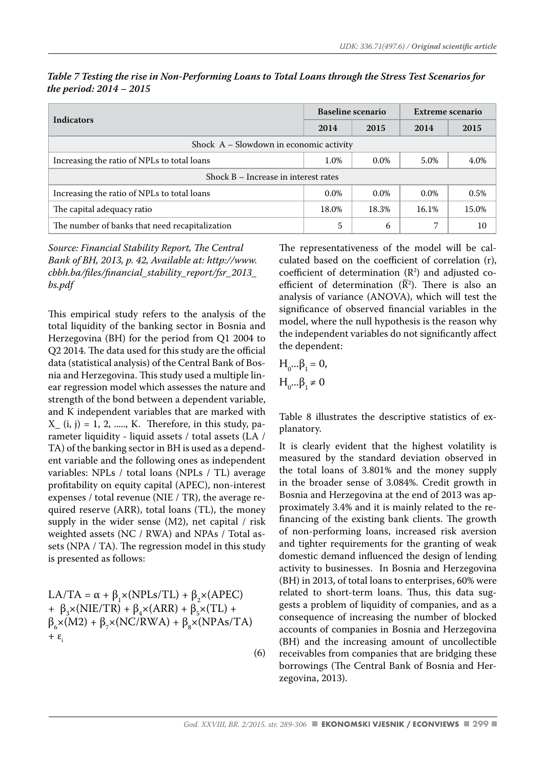*Table 7 Testing the rise in Non-Performing Loans to Total Loans through the Stress Test Scenarios for the period: 2014 – 2015*

| Indicators | Baseline scenario | | Extreme scenario | |
|---|---|---|---|---|
| | 2014 | 2015 | 2014 | 2015 |
| Shock A – Slowdown in economic activity | | | | |
| Increasing the ratio of NPLs to total loans | 1.0% | 0.0% | 5.0% | 4.0% |
| Shock B – Increase in interest rates | | | | |
| Increasing the ratio of NPLs to total loans | 0.0% | 0.0% | 0.0% | 0.5% |
| The capital adequacy ratio | 18.0% | 18.3% | 16.1% | 15.0% |
| The number of banks that need recapitalization | 5 | 6 | 7 | 10 |

*Source: Financial Stability Report, The Central Bank of BH, 2013, p. 42, Available at: http://www.cbbh.ba/files/financial_stability_report/fsr_2013_bs.pdf*

This empirical study refers to the analysis of the total liquidity of the banking sector in Bosnia and Herzegovina (BH) for the period from Q1 2004 to Q2 2014. The data used for this study are the official data (statistical analysis) of the Central Bank of Bosnia and Herzegovina. This study used a multiple linear regression model which assesses the nature and strength of the bond between a dependent variable, and K independent variables that are marked with X_ (i, j) = 1, 2, ....., K. Therefore, in this study, parameter liquidity - liquid assets / total assets (LA / TA) of the banking sector in BH is used as a dependent variable and the following ones as independent variables: NPLs / total loans (NPLs / TL) average profitability on equity capital (APEC), non-interest expenses / total revenue (NIE / TR), the average required reserve (ARR), total loans (TL), the money supply in the wider sense (M2), net capital / risk weighted assets (NC / RWA) and NPAs / Total assets (NPA / TA). The regression model in this study is presented as follows:

$$LA/TA = \alpha + \beta_1 \times (NPLs/TL) + \beta_2 \times (APEC) + \beta_3 \times (NIE/TR) + \beta_4 \times (ARR) + \beta_5 \times (TL) + \beta_6 \times (M2) + \beta_7 \times (NC/RWA) + \beta_8 \times (NPAs/TA) + \varepsilon_i \quad (6)$$

The representativeness of the model will be calculated based on the coefficient of correlation (r), coefficient of determination ($R^2$) and adjusted coefficient of determination ($\bar{R}^2$). There is also an analysis of variance (ANOVA), which will test the significance of observed financial variables in the model, where the null hypothesis is the reason why the independent variables do not significantly affect the dependent:

$$H_0 ... \beta_1 = 0,$$
$$H_0 ... \beta_1 \neq 0$$

Table 8 illustrates the descriptive statistics of explanatory.

It is clearly evident that the highest volatility is measured by the standard deviation observed in the total loans of 3.801% and the money supply in the broader sense of 3.084%. Credit growth in Bosnia and Herzegovina at the end of 2013 was approximately 3.4% and it is mainly related to the refinancing of the existing bank clients. The growth of non-performing loans, increased risk aversion and tighter requirements for the granting of weak domestic demand influenced the design of lending activity to businesses. In Bosnia and Herzegovina (BH) in 2013, of total loans to enterprises, 60% were related to short-term loans. Thus, this data suggests a problem of liquidity of companies, and as a consequence of increasing the number of blocked accounts of companies in Bosnia and Herzegovina (BH) and the increasing amount of uncollectible receivables from companies that are bridging these borrowings (The Central Bank of Bosnia and Herzegovina, 2013).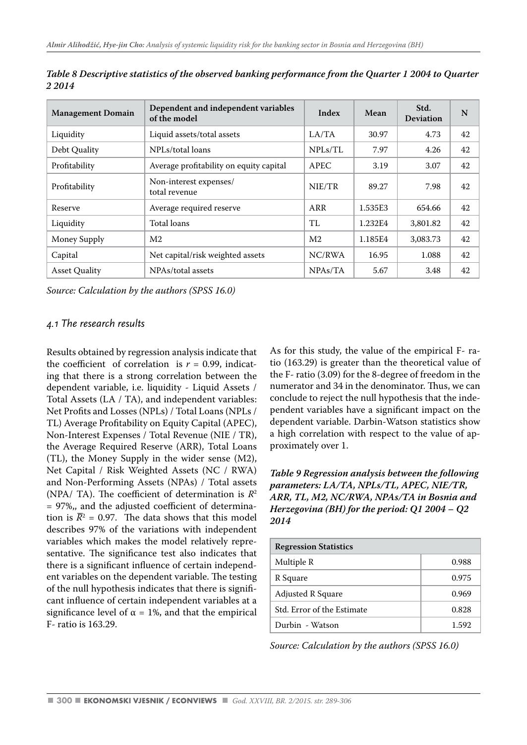*Table 8 Descriptive statistics of the observed banking performance from the Quarter 1 2004 to Quarter 2 2014*

| Management Domain | Dependent and independent variables of the model | Index | Mean | Std. Deviation | N |
|---|---|---|---|---|---|
| Liquidity | Liquid assets/total assets | LA/TA | 30.97 | 4.73 | 42 |
| Debt Quality | NPLs/total loans | NPLs/TL | 7.97 | 4.26 | 42 |
| Profitability | Average profitability on equity capital | APEC | 3.19 | 3.07 | 42 |
| Profitability | Non-interest expenses/ total revenue | NIE/TR | 89.27 | 7.98 | 42 |
| Reserve | Average required reserve | ARR | 1.535E3 | 654.66 | 42 |
| Liquidity | Total loans | TL | 1.232E4 | 3,801.82 | 42 |
| Money Supply | M2 | M2 | 1.185E4 | 3,083.73 | 42 |
| Capital | Net capital/risk weighted assets | NC/RWA | 16.95 | 1.088 | 42 |
| Asset Quality | NPAs/total assets | NPAs/TA | 5.67 | 3.48 | 42 |

*Source: Calculation by the authors (SPSS 16.0)*

### *4.1 The research results*

Results obtained by regression analysis indicate that the coefficient of correlation is $r$ = 0.99, indicating that there is a strong correlation between the dependent variable, i.e. liquidity - Liquid Assets / Total Assets (LA / TA), and independent variables: Net Profits and Losses (NPLs) / Total Loans (NPLs / TL) Average Profitability on Equity Capital (APEC), Non-Interest Expenses / Total Revenue (NIE / TR), the Average Required Reserve (ARR), Total Loans (TL), the Money Supply in the wider sense (M2), Net Capital / Risk Weighted Assets (NC / RWA) and Non-Performing Assets (NPAs) / Total assets (NPA/ TA). The coefficient of determination is $R^2$ = 97%,, and the adjusted coefficient of determination is $\overline{R}^2$ = 0.97. The data shows that this model describes 97% of the variations with independent variables which makes the model relatively representative. The significance test also indicates that there is a significant influence of certain independent variables on the dependent variable. The testing of the null hypothesis indicates that there is significant influence of certain independent variables at a significance level of $\alpha$ = 1%, and that the empirical F- ratio is 163.29.

As for this study, the value of the empirical F- ratio (163.29) is greater than the theoretical value of the F- ratio (3.09) for the 8-degree of freedom in the numerator and 34 in the denominator. Thus, we can conclude to reject the null hypothesis that the independent variables have a significant impact on the dependent variable. Darbin-Watson statistics show a high correlation with respect to the value of approximately over 1.

***Table 9 Regression analysis between the following parameters: LA/TA, NPLs/TL, APEC, NIE/TR, ARR, TL, M2, NC/RWA, NPAs/TA in Bosnia and Herzegovina (BH) for the period: Q1 2004 – Q2 2014***

| Regression Statistics | |
|---|---|
| Multiple R | 0.988 |
| R Square | 0.975 |
| Adjusted R Square | 0.969 |
| Std. Error of the Estimate | 0.828 |
| Durbin - Watson | 1.592 |

*Source: Calculation by the authors (SPSS 16.0)*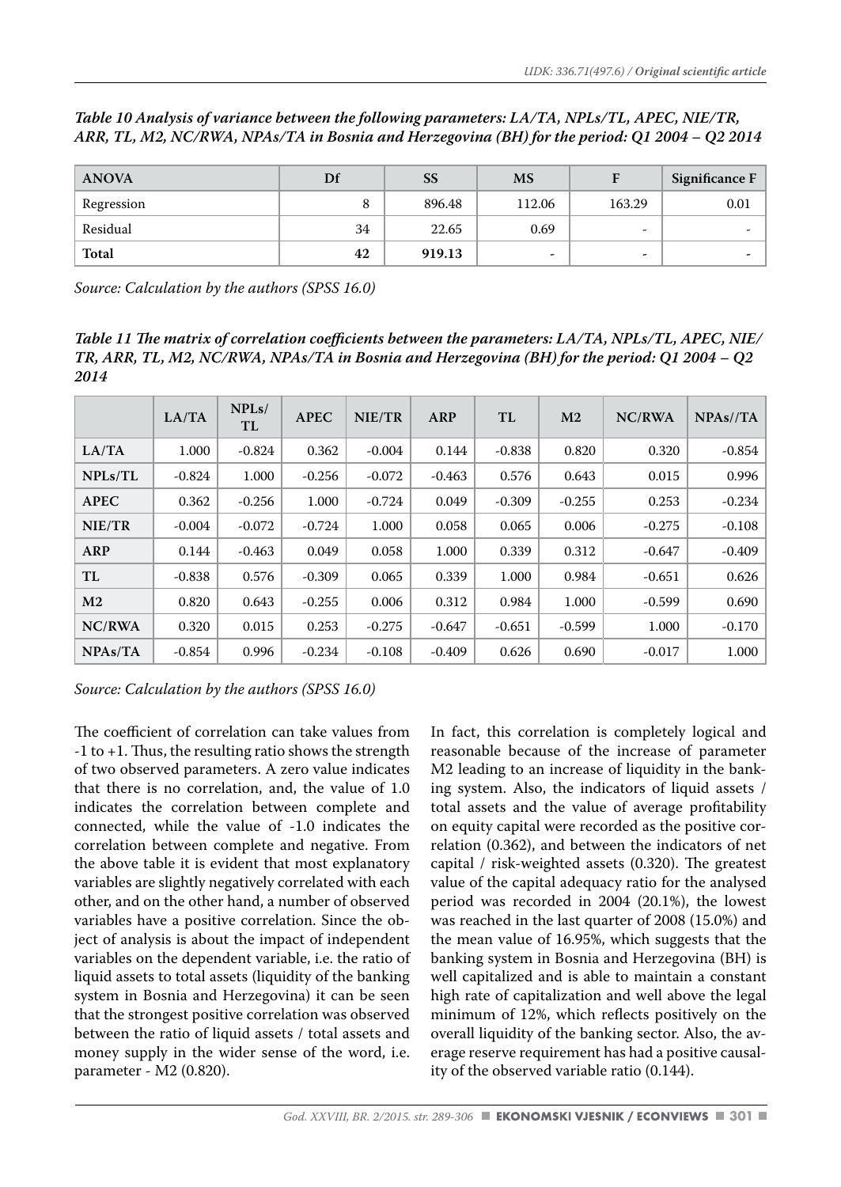*Table 10 Analysis of variance between the following parameters: LA/TA, NPLs/TL, APEC, NIE/TR, ARR, TL, M2, NC/RWA, NPAs/TA in Bosnia and Herzegovina (BH) for the period: Q1 2004 – Q2 2014*

| ANOVA | Df | SS | MS | F | Significance F |
|---|---|---|---|---|---|
| Regression | 8 | 896.48 | 112.06 | 163.29 | 0.01 |
| Residual | 34 | 22.65 | 0.69 | - | - |
| **Total** | **42** | **919.13** | - | - | - |

*Source: Calculation by the authors (SPSS 16.0)*

*Table 11 The matrix of correlation coefficients between the parameters: LA/TA, NPLs/TL, APEC, NIE/TR, ARR, TL, M2, NC/RWA, NPAs/TA in Bosnia and Herzegovina (BH) for the period: Q1 2004 – Q2 2014*

| | LA/TA | NPLs/TL | APEC | NIE/TR | ARP | TL | M2 | NC/RWA | NPAs//TA |
|---|---|---|---|---|---|---|---|---|---|
| **LA/TA** | 1.000 | -0.824 | 0.362 | -0.004 | 0.144 | -0.838 | 0.820 | 0.320 | -0.854 |
| **NPLs/TL** | -0.824 | 1.000 | -0.256 | -0.072 | -0.463 | 0.576 | 0.643 | 0.015 | 0.996 |
| **APEC** | 0.362 | -0.256 | 1.000 | -0.724 | 0.049 | -0.309 | -0.255 | 0.253 | -0.234 |
| **NIE/TR** | -0.004 | -0.072 | -0.724 | 1.000 | 0.058 | 0.065 | 0.006 | -0.275 | -0.108 |
| **ARP** | 0.144 | -0.463 | 0.049 | 0.058 | 1.000 | 0.339 | 0.312 | -0.647 | -0.409 |
| **TL** | -0.838 | 0.576 | -0.309 | 0.065 | 0.339 | 1.000 | 0.984 | -0.651 | 0.626 |
| **M2** | 0.820 | 0.643 | -0.255 | 0.006 | 0.312 | 0.984 | 1.000 | -0.599 | 0.690 |
| **NC/RWA** | 0.320 | 0.015 | 0.253 | -0.275 | -0.647 | -0.651 | -0.599 | 1.000 | -0.170 |
| **NPAs/TA** | -0.854 | 0.996 | -0.234 | -0.108 | -0.409 | 0.626 | 0.690 | -0.017 | 1.000 |

*Source: Calculation by the authors (SPSS 16.0)*

The coefficient of correlation can take values from -1 to +1. Thus, the resulting ratio shows the strength of two observed parameters. A zero value indicates that there is no correlation, and, the value of 1.0 indicates the correlation between complete and connected, while the value of -1.0 indicates the correlation between complete and negative. From the above table it is evident that most explanatory variables are slightly negatively correlated with each other, and on the other hand, a number of observed variables have a positive correlation. Since the object of analysis is about the impact of independent variables on the dependent variable, i.e. the ratio of liquid assets to total assets (liquidity of the banking system in Bosnia and Herzegovina) it can be seen that the strongest positive correlation was observed between the ratio of liquid assets / total assets and money supply in the wider sense of the word, i.e. parameter - M2 (0.820).

In fact, this correlation is completely logical and reasonable because of the increase of parameter M2 leading to an increase of liquidity in the banking system. Also, the indicators of liquid assets / total assets and the value of average profitability on equity capital were recorded as the positive correlation (0.362), and between the indicators of net capital / risk-weighted assets (0.320). The greatest value of the capital adequacy ratio for the analysed period was recorded in 2004 (20.1%), the lowest was reached in the last quarter of 2008 (15.0%) and the mean value of 16.95%, which suggests that the banking system in Bosnia and Herzegovina (BH) is well capitalized and is able to maintain a constant high rate of capitalization and well above the legal minimum of 12%, which reflects positively on the overall liquidity of the banking sector. Also, the average reserve requirement has had a positive causality of the observed variable ratio (0.144).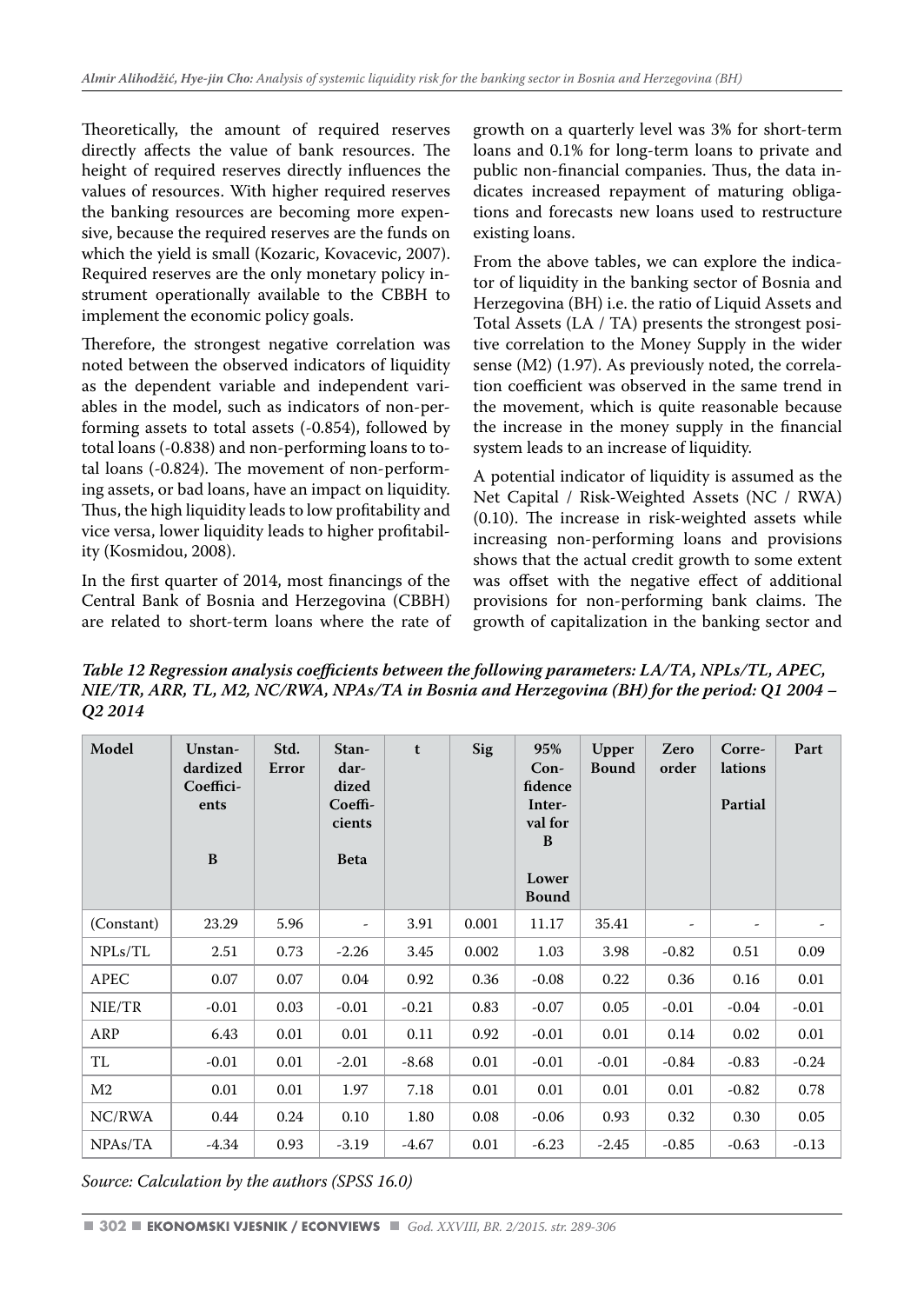Theoretically, the amount of required reserves directly affects the value of bank resources. The height of required reserves directly influences the values of resources. With higher required reserves the banking resources are becoming more expensive, because the required reserves are the funds on which the yield is small (Kozaric, Kovacevic, 2007). Required reserves are the only monetary policy instrument operationally available to the CBBH to implement the economic policy goals.

Therefore, the strongest negative correlation was noted between the observed indicators of liquidity as the dependent variable and independent variables in the model, such as indicators of non-performing assets to total assets (-0.854), followed by total loans (-0.838) and non-performing loans to total loans (-0.824). The movement of non-performing assets, or bad loans, have an impact on liquidity. Thus, the high liquidity leads to low profitability and vice versa, lower liquidity leads to higher profitability (Kosmidou, 2008).

In the first quarter of 2014, most financings of the Central Bank of Bosnia and Herzegovina (CBBH) are related to short-term loans where the rate of growth on a quarterly level was 3% for short-term loans and 0.1% for long-term loans to private and public non-financial companies. Thus, the data indicates increased repayment of maturing obligations and forecasts new loans used to restructure existing loans.

From the above tables, we can explore the indicator of liquidity in the banking sector of Bosnia and Herzegovina (BH) i.e. the ratio of Liquid Assets and Total Assets (LA / TA) presents the strongest positive correlation to the Money Supply in the wider sense (M2) (1.97). As previously noted, the correlation coefficient was observed in the same trend in the movement, which is quite reasonable because the increase in the money supply in the financial system leads to an increase of liquidity.

A potential indicator of liquidity is assumed as the Net Capital / Risk-Weighted Assets (NC / RWA) (0.10). The increase in risk-weighted assets while increasing non-performing loans and provisions shows that the actual credit growth to some extent was offset with the negative effect of additional provisions for non-performing bank claims. The growth of capitalization in the banking sector and

***Table 12 Regression analysis coefficients between the following parameters: LA/TA, NPLs/TL, APEC, NIE/TR, ARR, TL, M2, NC/RWA, NPAs/TA in Bosnia and Herzegovina (BH) for the period: Q1 2004 – Q2 2014***

| Model | Unstandardized Coefficients B | Std. Error | Standardized Coefficients Beta | t | Sig | 95% Confidence Interval for B Lower Bound | Upper Bound | Zero order | Correlations Partial | Part |
|---|---|---|---|---|---|---|---|---|---|---|
| (Constant) | 23.29 | 5.96 | - | 3.91 | 0.001 | 11.17 | 35.41 | - | - | - |
| NPLs/TL | 2.51 | 0.73 | -2.26 | 3.45 | 0.002 | 1.03 | 3.98 | -0.82 | 0.51 | 0.09 |
| APEC | 0.07 | 0.07 | 0.04 | 0.92 | 0.36 | -0.08 | 0.22 | 0.36 | 0.16 | 0.01 |
| NIE/TR | -0.01 | 0.03 | -0.01 | -0.21 | 0.83 | -0.07 | 0.05 | -0.01 | -0.04 | -0.01 |
| ARP | 6.43 | 0.01 | 0.01 | 0.11 | 0.92 | -0.01 | 0.01 | 0.14 | 0.02 | 0.01 |
| TL | -0.01 | 0.01 | -2.01 | -8.68 | 0.01 | -0.01 | -0.01 | -0.84 | -0.83 | -0.24 |
| M2 | 0.01 | 0.01 | 1.97 | 7.18 | 0.01 | 0.01 | 0.01 | 0.01 | -0.82 | 0.78 |
| NC/RWA | 0.44 | 0.24 | 0.10 | 1.80 | 0.08 | -0.06 | 0.93 | 0.32 | 0.30 | 0.05 |
| NPAs/TA | -4.34 | 0.93 | -3.19 | -4.67 | 0.01 | -6.23 | -2.45 | -0.85 | -0.63 | -0.13 |

*Source: Calculation by the authors (SPSS 16.0)*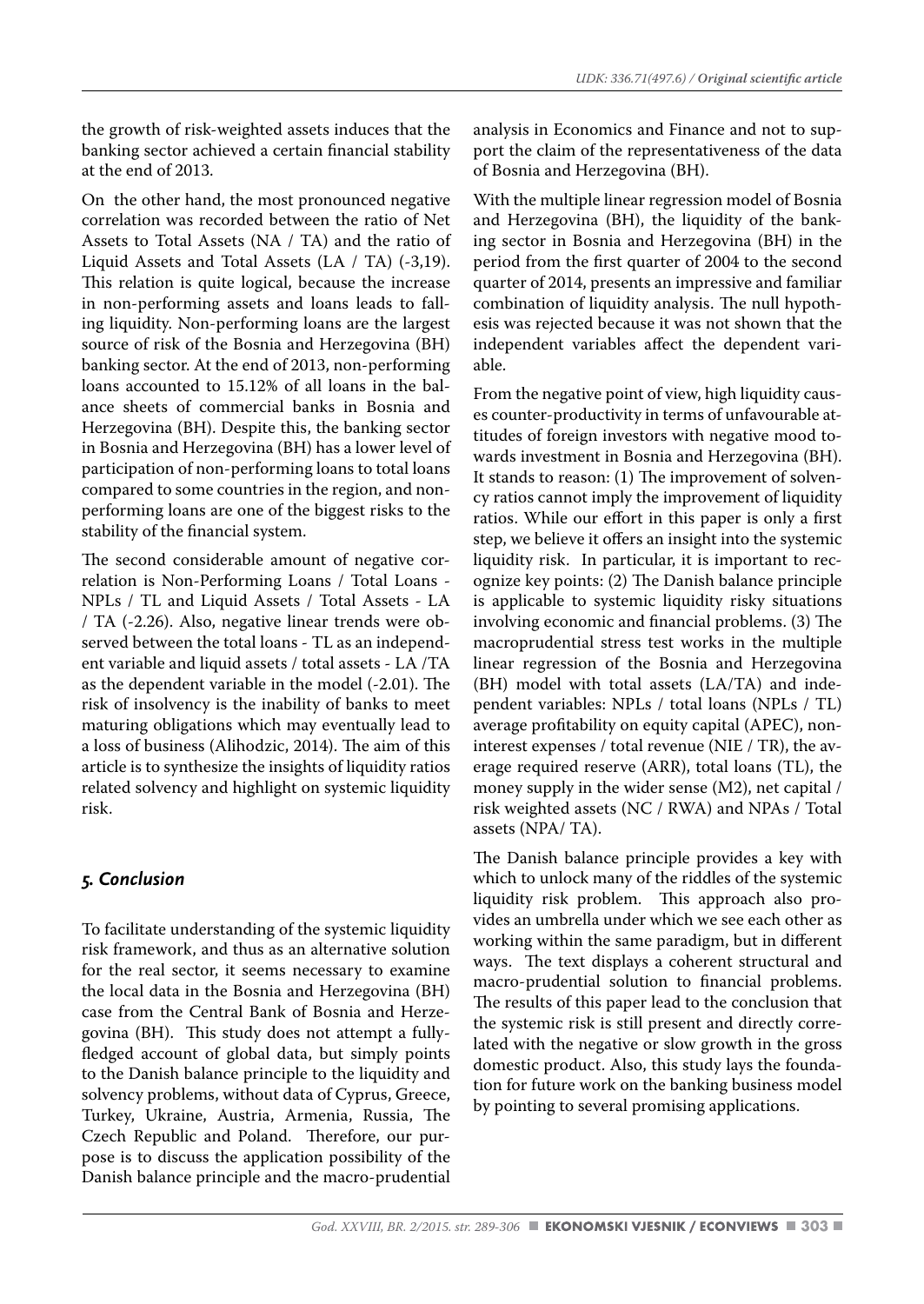the growth of risk-weighted assets induces that the banking sector achieved a certain financial stability at the end of 2013.

On the other hand, the most pronounced negative correlation was recorded between the ratio of Net Assets to Total Assets (NA / TA) and the ratio of Liquid Assets and Total Assets (LA / TA) (-3,19). This relation is quite logical, because the increase in non-performing assets and loans leads to falling liquidity. Non-performing loans are the largest source of risk of the Bosnia and Herzegovina (BH) banking sector. At the end of 2013, non-performing loans accounted to 15.12% of all loans in the balance sheets of commercial banks in Bosnia and Herzegovina (BH). Despite this, the banking sector in Bosnia and Herzegovina (BH) has a lower level of participation of non-performing loans to total loans compared to some countries in the region, and non-performing loans are one of the biggest risks to the stability of the financial system.

The second considerable amount of negative correlation is Non-Performing Loans / Total Loans - NPLs / TL and Liquid Assets / Total Assets - LA / TA (-2.26). Also, negative linear trends were observed between the total loans - TL as an independent variable and liquid assets / total assets - LA /TA as the dependent variable in the model (-2.01). The risk of insolvency is the inability of banks to meet maturing obligations which may eventually lead to a loss of business (Alihodzic, 2014). The aim of this article is to synthesize the insights of liquidity ratios related solvency and highlight on systemic liquidity risk.

## *5. Conclusion*

To facilitate understanding of the systemic liquidity risk framework, and thus as an alternative solution for the real sector, it seems necessary to examine the local data in the Bosnia and Herzegovina (BH) case from the Central Bank of Bosnia and Herzegovina (BH). This study does not attempt a fully-fledged account of global data, but simply points to the Danish balance principle to the liquidity and solvency problems, without data of Cyprus, Greece, Turkey, Ukraine, Austria, Armenia, Russia, The Czech Republic and Poland. Therefore, our purpose is to discuss the application possibility of the Danish balance principle and the macro-prudential analysis in Economics and Finance and not to support the claim of the representativeness of the data of Bosnia and Herzegovina (BH).

With the multiple linear regression model of Bosnia and Herzegovina (BH), the liquidity of the banking sector in Bosnia and Herzegovina (BH) in the period from the first quarter of 2004 to the second quarter of 2014, presents an impressive and familiar combination of liquidity analysis. The null hypothesis was rejected because it was not shown that the independent variables affect the dependent variable.

From the negative point of view, high liquidity causes counter-productivity in terms of unfavourable attitudes of foreign investors with negative mood towards investment in Bosnia and Herzegovina (BH). It stands to reason: (1) The improvement of solvency ratios cannot imply the improvement of liquidity ratios. While our effort in this paper is only a first step, we believe it offers an insight into the systemic liquidity risk. In particular, it is important to recognize key points: (2) The Danish balance principle is applicable to systemic liquidity risky situations involving economic and financial problems. (3) The macroprudential stress test works in the multiple linear regression of the Bosnia and Herzegovina (BH) model with total assets (LA/TA) and independent variables: NPLs / total loans (NPLs / TL) average profitability on equity capital (APEC), non-interest expenses / total revenue (NIE / TR), the average required reserve (ARR), total loans (TL), the money supply in the wider sense (M2), net capital / risk weighted assets (NC / RWA) and NPAs / Total assets (NPA/ TA).

The Danish balance principle provides a key with which to unlock many of the riddles of the systemic liquidity risk problem. This approach also provides an umbrella under which we see each other as working within the same paradigm, but in different ways. The text displays a coherent structural and macro-prudential solution to financial problems. The results of this paper lead to the conclusion that the systemic risk is still present and directly correlated with the negative or slow growth in the gross domestic product. Also, this study lays the foundation for future work on the banking business model by pointing to several promising applications.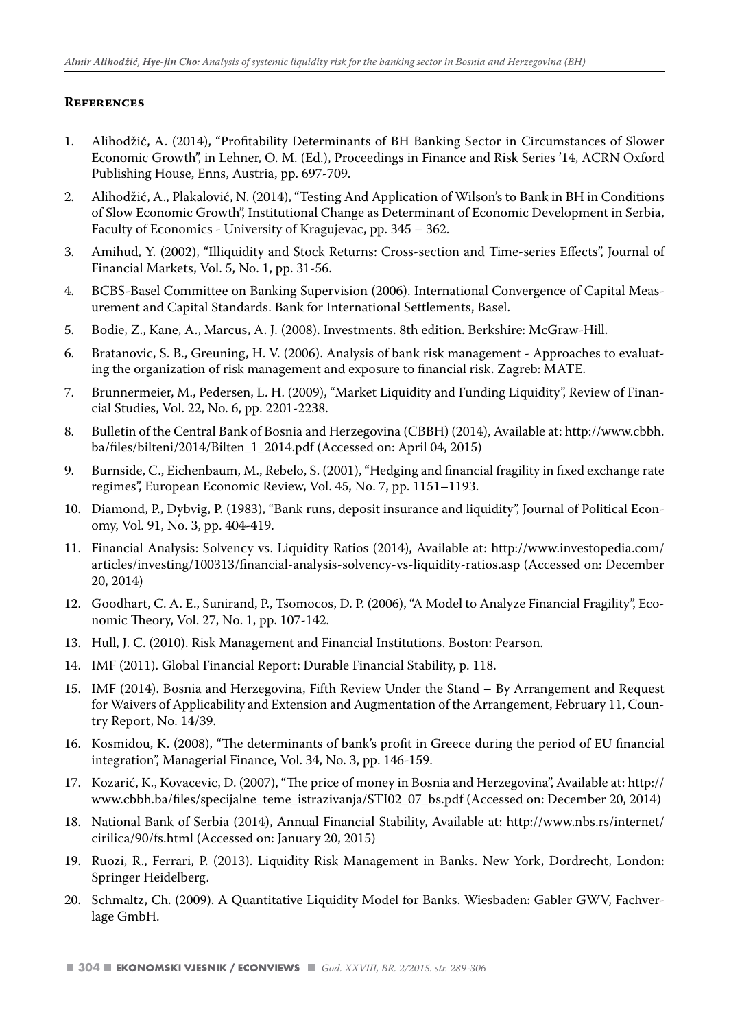## References

1. Alihodžić, A. (2014), "Profitability Determinants of BH Banking Sector in Circumstances of Slower Economic Growth", in Lehner, O. M. (Ed.), Proceedings in Finance and Risk Series '14, ACRN Oxford Publishing House, Enns, Austria, pp. 697-709.
2. Alihodžić, A., Plakalović, N. (2014), "Testing And Application of Wilson's to Bank in BH in Conditions of Slow Economic Growth", Institutional Change as Determinant of Economic Development in Serbia, Faculty of Economics - University of Kragujevac, pp. 345 – 362.
3. Amihud, Y. (2002), "Illiquidity and Stock Returns: Cross-section and Time-series Effects", Journal of Financial Markets, Vol. 5, No. 1, pp. 31-56.
4. BCBS-Basel Committee on Banking Supervision (2006). International Convergence of Capital Measurement and Capital Standards. Bank for International Settlements, Basel.
5. Bodie, Z., Kane, A., Marcus, A. J. (2008). Investments. 8th edition. Berkshire: McGraw-Hill.
6. Bratanovic, S. B., Greuning, H. V. (2006). Analysis of bank risk management - Approaches to evaluating the organization of risk management and exposure to financial risk. Zagreb: MATE.
7. Brunnermeier, M., Pedersen, L. H. (2009), "Market Liquidity and Funding Liquidity", Review of Financial Studies, Vol. 22, No. 6, pp. 2201-2238.
8. Bulletin of the Central Bank of Bosnia and Herzegovina (CBBH) (2014), Available at: http://www.cbbh.ba/files/bilteni/2014/Bilten_1_2014.pdf (Accessed on: April 04, 2015)
9. Burnside, C., Eichenbaum, M., Rebelo, S. (2001), "Hedging and financial fragility in fixed exchange rate regimes", European Economic Review, Vol. 45, No. 7, pp. 1151–1193.
10. Diamond, P., Dybvig, P. (1983), "Bank runs, deposit insurance and liquidity", Journal of Political Economy, Vol. 91, No. 3, pp. 404-419.
11. Financial Analysis: Solvency vs. Liquidity Ratios (2014), Available at: http://www.investopedia.com/articles/investing/100313/financial-analysis-solvency-vs-liquidity-ratios.asp (Accessed on: December 20, 2014)
12. Goodhart, C. A. E., Sunirand, P., Tsomocos, D. P. (2006), "A Model to Analyze Financial Fragility", Economic Theory, Vol. 27, No. 1, pp. 107-142.
13. Hull, J. C. (2010). Risk Management and Financial Institutions. Boston: Pearson.
14. IMF (2011). Global Financial Report: Durable Financial Stability, p. 118.
15. IMF (2014). Bosnia and Herzegovina, Fifth Review Under the Stand – By Arrangement and Request for Waivers of Applicability and Extension and Augmentation of the Arrangement, February 11, Country Report, No. 14/39.
16. Kosmidou, K. (2008), "The determinants of bank's profit in Greece during the period of EU financial integration", Managerial Finance, Vol. 34, No. 3, pp. 146-159.
17. Kozarić, K., Kovacevic, D. (2007), "The price of money in Bosnia and Herzegovina", Available at: http://www.cbbh.ba/files/specijalne_teme_istrazivanja/STI02_07_bs.pdf (Accessed on: December 20, 2014)
18. National Bank of Serbia (2014), Annual Financial Stability, Available at: http://www.nbs.rs/internet/cirilica/90/fs.html (Accessed on: January 20, 2015)
19. Ruozi, R., Ferrari, P. (2013). Liquidity Risk Management in Banks. New York, Dordrecht, London: Springer Heidelberg.
20. Schmaltz, Ch. (2009). A Quantitative Liquidity Model for Banks. Wiesbaden: Gabler GWV, Fachverlage GmbH.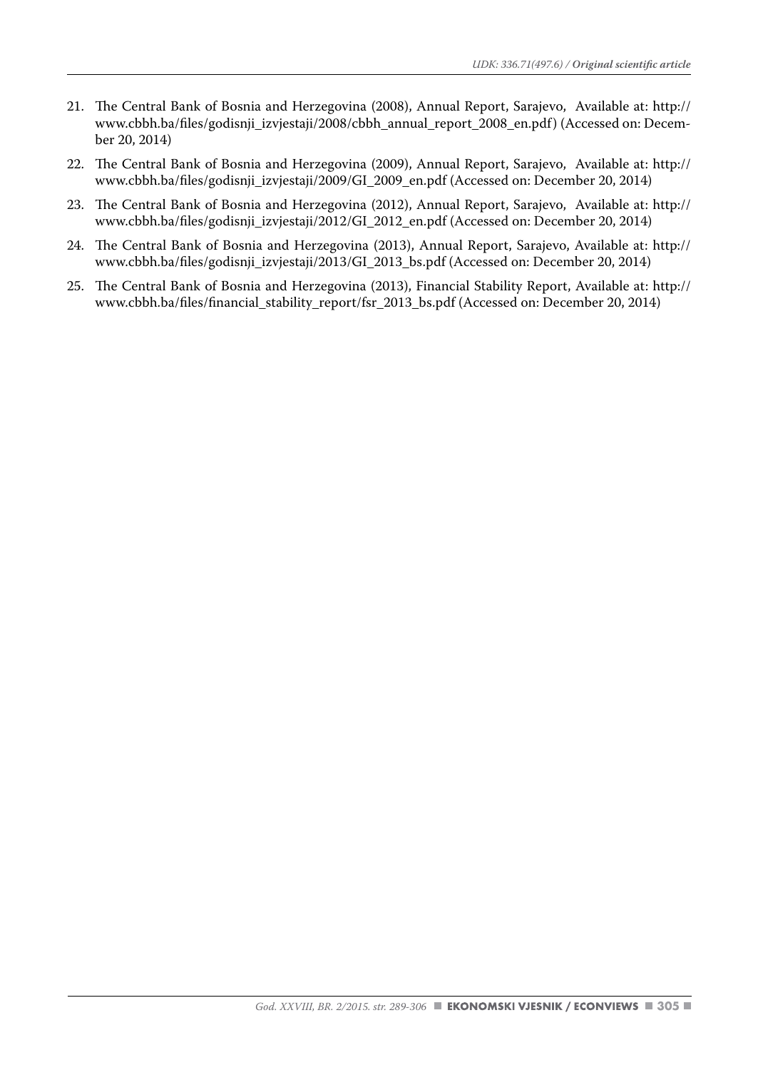21. The Central Bank of Bosnia and Herzegovina (2008), Annual Report, Sarajevo, Available at: http://www.cbbh.ba/files/godisnji_izvjestaji/2008/cbbh_annual_report_2008_en.pdf) (Accessed on: December 20, 2014)
22. The Central Bank of Bosnia and Herzegovina (2009), Annual Report, Sarajevo, Available at: http://www.cbbh.ba/files/godisnji_izvjestaji/2009/GI_2009_en.pdf (Accessed on: December 20, 2014)
23. The Central Bank of Bosnia and Herzegovina (2012), Annual Report, Sarajevo, Available at: http://www.cbbh.ba/files/godisnji_izvjestaji/2012/GI_2012_en.pdf (Accessed on: December 20, 2014)
24. The Central Bank of Bosnia and Herzegovina (2013), Annual Report, Sarajevo, Available at: http://www.cbbh.ba/files/godisnji_izvjestaji/2013/GI_2013_bs.pdf (Accessed on: December 20, 2014)
25. The Central Bank of Bosnia and Herzegovina (2013), Financial Stability Report, Available at: http://www.cbbh.ba/files/financial_stability_report/fsr_2013_bs.pdf (Accessed on: December 20, 2014)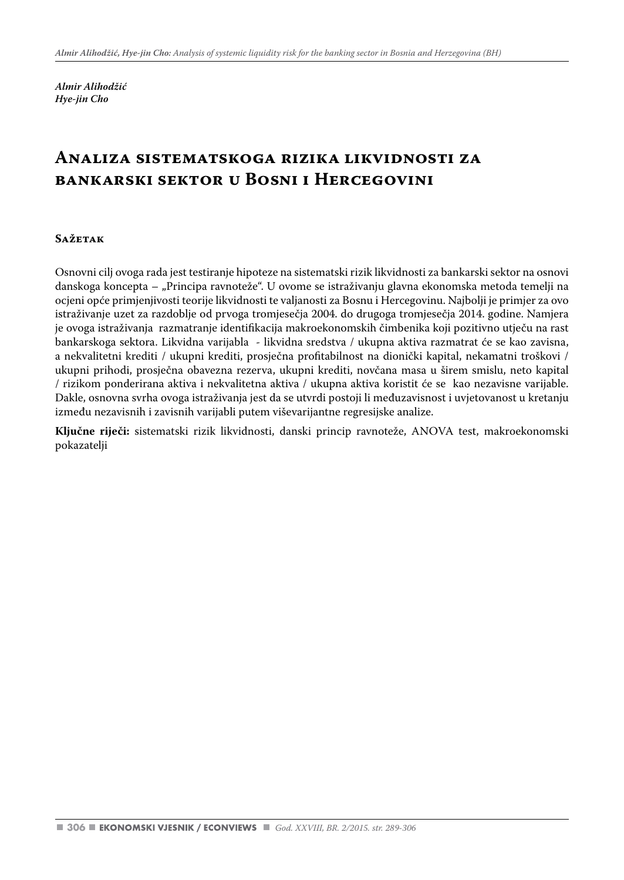*Almir Alihodžić*
*Hye-jin Cho*

# Analiza sistematskoga rizika likvidnosti za bankarski sektor u Bosni i Hercegovini

## Sažetak

Osnovni cilj ovoga rada jest testiranje hipoteze na sistematski rizik likvidnosti za bankarski sektor na osnovi danskoga koncepta – „Principa ravnoteže". U ovome se istraživanju glavna ekonomska metoda temelji na ocjeni opće primjenjivosti teorije likvidnosti te valjanosti za Bosnu i Hercegovinu. Najbolji je primjer za ovo istraživanje uzet za razdoblje od prvoga tromjesečja 2004. do drugoga tromjesečja 2014. godine. Namjera je ovoga istraživanja razmatranje identifikacija makroekonomskih čimbenika koji pozitivno utječu na rast bankarskoga sektora. Likvidna varijabla - likvidna sredstva / ukupna aktiva razmatrat će se kao zavisna, a nekvalitetni krediti / ukupni krediti, prosječna profitabilnost na dionički kapital, nekamatni troškovi / ukupni prihodi, prosječna obavezna rezerva, ukupni krediti, novčana masa u širem smislu, neto kapital / rizikom ponderirana aktiva i nekvalitetna aktiva / ukupna aktiva koristit će se kao nezavisne varijable. Dakle, osnovna svrha ovoga istraživanja jest da se utvrdi postoji li međuzavisnost i uvjetovanost u kretanju između nezavisnih i zavisnih varijabli putem viševarijantne regresijske analize.

**Ključne riječi:** sistematski rizik likvidnosti, danski princip ravnoteže, ANOVA test, makroekonomski pokazatelji